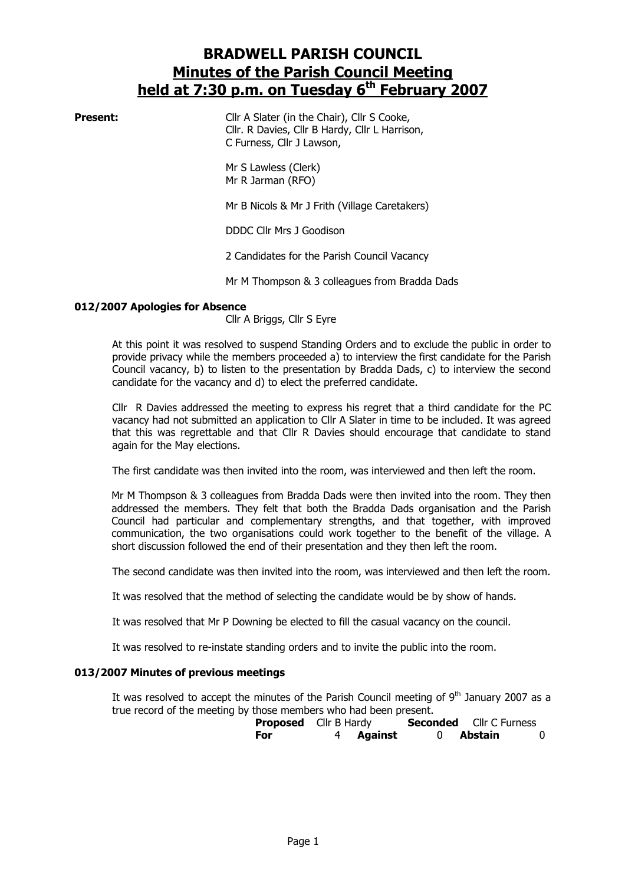# BRADWELL PARISH COUNCIL

## Minutes of the Parish Council Meeting held at 7:30 p.m. on Tuesday 6th February 2007

**Present:** Cllr A Slater (in the Chair), Cllr S Cooke, Cllr. R Davies, Cllr B Hardy, Cllr L Harrison, C Furness, Cllr J Lawson,

Mr S Lawless (Clerk)
Mr R Jarman (RFO)

Mr B Nicols & Mr J Frith (Village Caretakers)

DDDC Cllr Mrs J Goodison

2 Candidates for the Parish Council Vacancy

Mr M Thompson & 3 colleagues from Bradda Dads

### 012/2007 Apologies for Absence

Cllr A Briggs, Cllr S Eyre

At this point it was resolved to suspend Standing Orders and to exclude the public in order to provide privacy while the members proceeded a) to interview the first candidate for the Parish Council vacancy, b) to listen to the presentation by Bradda Dads, c) to interview the second candidate for the vacancy and d) to elect the preferred candidate.

Cllr R Davies addressed the meeting to express his regret that a third candidate for the PC vacancy had not submitted an application to Cllr A Slater in time to be included. It was agreed that this was regrettable and that Cllr R Davies should encourage that candidate to stand again for the May elections.

The first candidate was then invited into the room, was interviewed and then left the room.

Mr M Thompson & 3 colleagues from Bradda Dads were then invited into the room. They then addressed the members. They felt that both the Bradda Dads organisation and the Parish Council had particular and complementary strengths, and that together, with improved communication, the two organisations could work together to the benefit of the village. A short discussion followed the end of their presentation and they then left the room.

The second candidate was then invited into the room, was interviewed and then left the room.

It was resolved that the method of selecting the candidate would be by show of hands.

It was resolved that Mr P Downing be elected to fill the casual vacancy on the council.

It was resolved to re-instate standing orders and to invite the public into the room.

### 013/2007 Minutes of previous meetings

It was resolved to accept the minutes of the Parish Council meeting of 9th January 2007 as a true record of the meeting by those members who had been present.

| **Proposed** | Cllr B Hardy | | **Seconded** | Cllr C Furness | |
|---|---|---|---|---|---|
| **For** | 4 | **Against** | 0 | **Abstain** | 0 |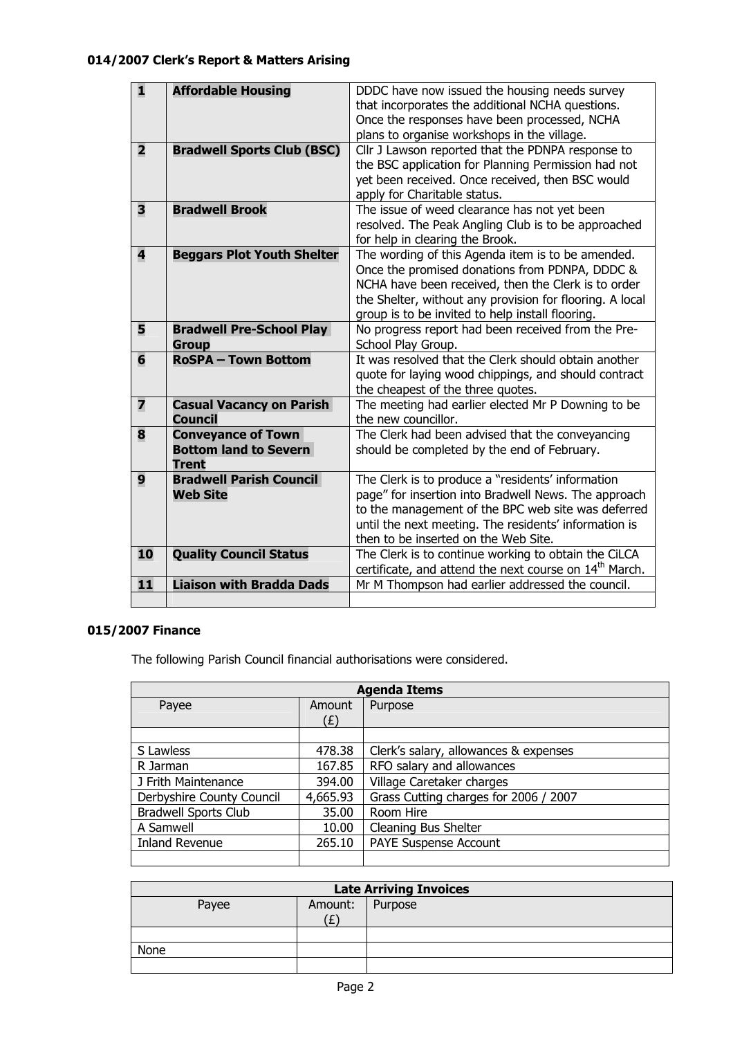#### 014/2007 Clerk's Report & Matters Arising

| | | |
|---|---|---|
| **1** | **Affordable Housing** | DDDC have now issued the housing needs survey that incorporates the additional NCHA questions. Once the responses have been processed, NCHA plans to organise workshops in the village. |
| **2** | **Bradwell Sports Club (BSC)** | Cllr J Lawson reported that the PDNPA response to the BSC application for Planning Permission had not yet been received. Once received, then BSC would apply for Charitable status. |
| **3** | **Bradwell Brook** | The issue of weed clearance has not yet been resolved. The Peak Angling Club is to be approached for help in clearing the Brook. |
| **4** | **Beggars Plot Youth Shelter** | The wording of this Agenda item is to be amended. Once the promised donations from PDNPA, DDDC & NCHA have been received, then the Clerk is to order the Shelter, without any provision for flooring. A local group is to be invited to help install flooring. |
| **5** | **Bradwell Pre-School Play Group** | No progress report had been received from the Pre-School Play Group. |
| **6** | **RoSPA – Town Bottom** | It was resolved that the Clerk should obtain another quote for laying wood chippings, and should contract the cheapest of the three quotes. |
| **7** | **Casual Vacancy on Parish Council** | The meeting had earlier elected Mr P Downing to be the new councillor. |
| **8** | **Conveyance of Town Bottom land to Severn Trent** | The Clerk had been advised that the conveyancing should be completed by the end of February. |
| **9** | **Bradwell Parish Council Web Site** | The Clerk is to produce a "residents' information page" for insertion into Bradwell News. The approach to the management of the BPC web site was deferred until the next meeting. The residents' information is then to be inserted on the Web Site. |
| **10** | **Quality Council Status** | The Clerk is to continue working to obtain the CiLCA certificate, and attend the next course on 14th March. |
| **11** | **Liaison with Bradda Dads** | Mr M Thompson had earlier addressed the council. |
| | | |

#### 015/2007 Finance

The following Parish Council financial authorisations were considered.

| **Agenda Items** | | |
|---|---|---|
| Payee | Amount (£) | Purpose |
| | | |
| S Lawless | 478.38 | Clerk's salary, allowances & expenses |
| R Jarman | 167.85 | RFO salary and allowances |
| J Frith Maintenance | 394.00 | Village Caretaker charges |
| Derbyshire County Council | 4,665.93 | Grass Cutting charges for 2006 / 2007 |
| Bradwell Sports Club | 35.00 | Room Hire |
| A Samwell | 10.00 | Cleaning Bus Shelter |
| Inland Revenue | 265.10 | PAYE Suspense Account |
| | | |

| **Late Arriving Invoices** | | |
|---|---|---|
| Payee | Amount: (£) | Purpose |
| | | |
| None | | |
| | | |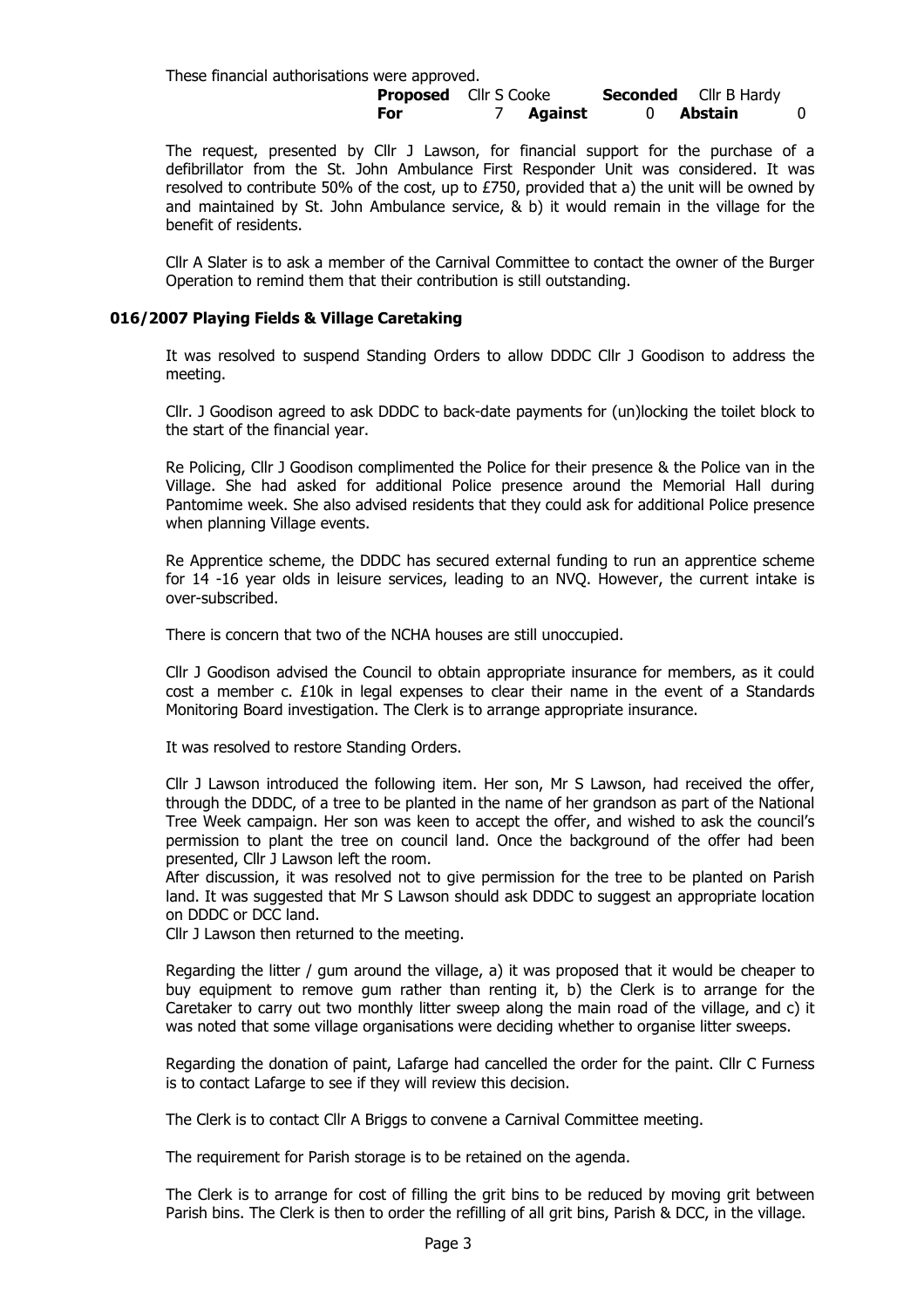These financial authorisations were approved.

| | | | | | |
|---|---|---|---|---|---|
| **Proposed** | Cllr S Cooke | | **Seconded** | Cllr B Hardy | |
| **For** | 7 | **Against** | 0 | **Abstain** | 0 |

The request, presented by Cllr J Lawson, for financial support for the purchase of a defibrillator from the St. John Ambulance First Responder Unit was considered. It was resolved to contribute 50% of the cost, up to £750, provided that a) the unit will be owned by and maintained by St. John Ambulance service, & b) it would remain in the village for the benefit of residents.

Cllr A Slater is to ask a member of the Carnival Committee to contact the owner of the Burger Operation to remind them that their contribution is still outstanding.

### 016/2007 Playing Fields & Village Caretaking

It was resolved to suspend Standing Orders to allow DDDC Cllr J Goodison to address the meeting.

Cllr. J Goodison agreed to ask DDDC to back-date payments for (un)locking the toilet block to the start of the financial year.

Re Policing, Cllr J Goodison complimented the Police for their presence & the Police van in the Village. She had asked for additional Police presence around the Memorial Hall during Pantomime week. She also advised residents that they could ask for additional Police presence when planning Village events.

Re Apprentice scheme, the DDDC has secured external funding to run an apprentice scheme for 14 -16 year olds in leisure services, leading to an NVQ. However, the current intake is over-subscribed.

There is concern that two of the NCHA houses are still unoccupied.

Cllr J Goodison advised the Council to obtain appropriate insurance for members, as it could cost a member c. £10k in legal expenses to clear their name in the event of a Standards Monitoring Board investigation. The Clerk is to arrange appropriate insurance.

It was resolved to restore Standing Orders.

Cllr J Lawson introduced the following item. Her son, Mr S Lawson, had received the offer, through the DDDC, of a tree to be planted in the name of her grandson as part of the National Tree Week campaign. Her son was keen to accept the offer, and wished to ask the council's permission to plant the tree on council land. Once the background of the offer had been presented, Cllr J Lawson left the room.
After discussion, it was resolved not to give permission for the tree to be planted on Parish land. It was suggested that Mr S Lawson should ask DDDC to suggest an appropriate location on DDDC or DCC land.
Cllr J Lawson then returned to the meeting.

Regarding the litter / gum around the village, a) it was proposed that it would be cheaper to buy equipment to remove gum rather than renting it, b) the Clerk is to arrange for the Caretaker to carry out two monthly litter sweep along the main road of the village, and c) it was noted that some village organisations were deciding whether to organise litter sweeps.

Regarding the donation of paint, Lafarge had cancelled the order for the paint. Cllr C Furness is to contact Lafarge to see if they will review this decision.

The Clerk is to contact Cllr A Briggs to convene a Carnival Committee meeting.

The requirement for Parish storage is to be retained on the agenda.

The Clerk is to arrange for cost of filling the grit bins to be reduced by moving grit between Parish bins. The Clerk is then to order the refilling of all grit bins, Parish & DCC, in the village.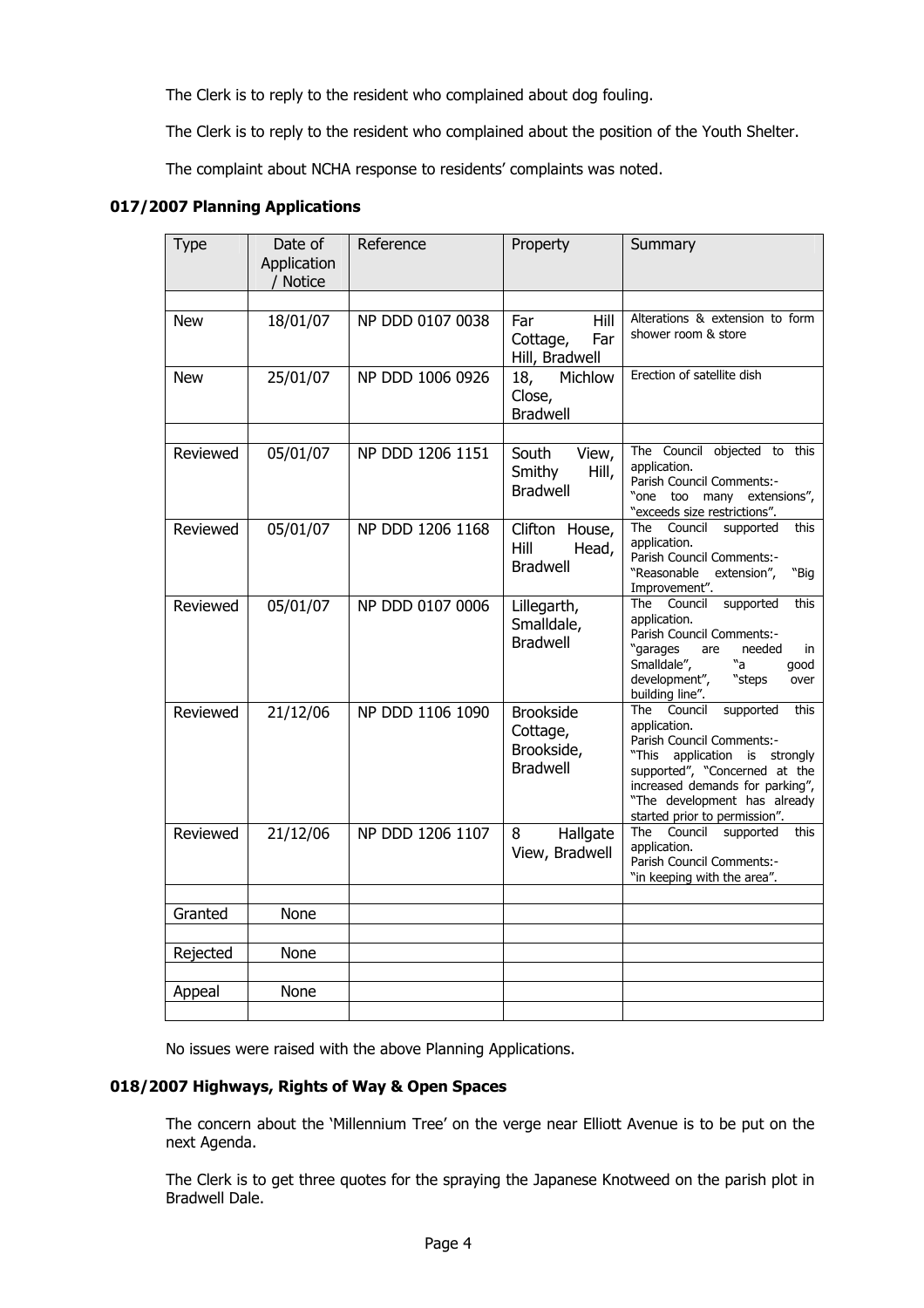The Clerk is to reply to the resident who complained about dog fouling.

The Clerk is to reply to the resident who complained about the position of the Youth Shelter.

The complaint about NCHA response to residents' complaints was noted.

### 017/2007 Planning Applications

| Type | Date of Application / Notice | Reference | Property | Summary |
|---|---|---|---|---|
| | | | | |
| New | 18/01/07 | NP DDD 0107 0038 | Far Hill Cottage, Far Hill, Bradwell | Alterations & extension to form shower room & store |
| New | 25/01/07 | NP DDD 1006 0926 | 18, Michlow Close, Bradwell | Erection of satellite dish |
| | | | | |
| Reviewed | 05/01/07 | NP DDD 1206 1151 | South View, Smithy Hill, Bradwell | The Council objected to this application. Parish Council Comments:- "one too many extensions", "exceeds size restrictions". |
| Reviewed | 05/01/07 | NP DDD 1206 1168 | Clifton House, Hill Head, Bradwell | The Council supported this application. Parish Council Comments:- "Reasonable extension", "Big Improvement". |
| Reviewed | 05/01/07 | NP DDD 0107 0006 | Lillegarth, Smalldale, Bradwell | The Council supported this application. Parish Council Comments:- "garages are needed in Smalldale", "a good development", "steps over building line". |
| Reviewed | 21/12/06 | NP DDD 1106 1090 | Brookside Cottage, Brookside, Bradwell | The Council supported this application. Parish Council Comments:- "This application is strongly supported", "Concerned at the increased demands for parking", "The development has already started prior to permission". |
| Reviewed | 21/12/06 | NP DDD 1206 1107 | 8 Hallgate View, Bradwell | The Council supported this application. Parish Council Comments:- "in keeping with the area". |
| | | | | |
| Granted | None | | | |
| | | | | |
| Rejected | None | | | |
| | | | | |
| Appeal | None | | | |
| | | | | |

No issues were raised with the above Planning Applications.

### 018/2007 Highways, Rights of Way & Open Spaces

The concern about the 'Millennium Tree' on the verge near Elliott Avenue is to be put on the next Agenda.

The Clerk is to get three quotes for the spraying the Japanese Knotweed on the parish plot in Bradwell Dale.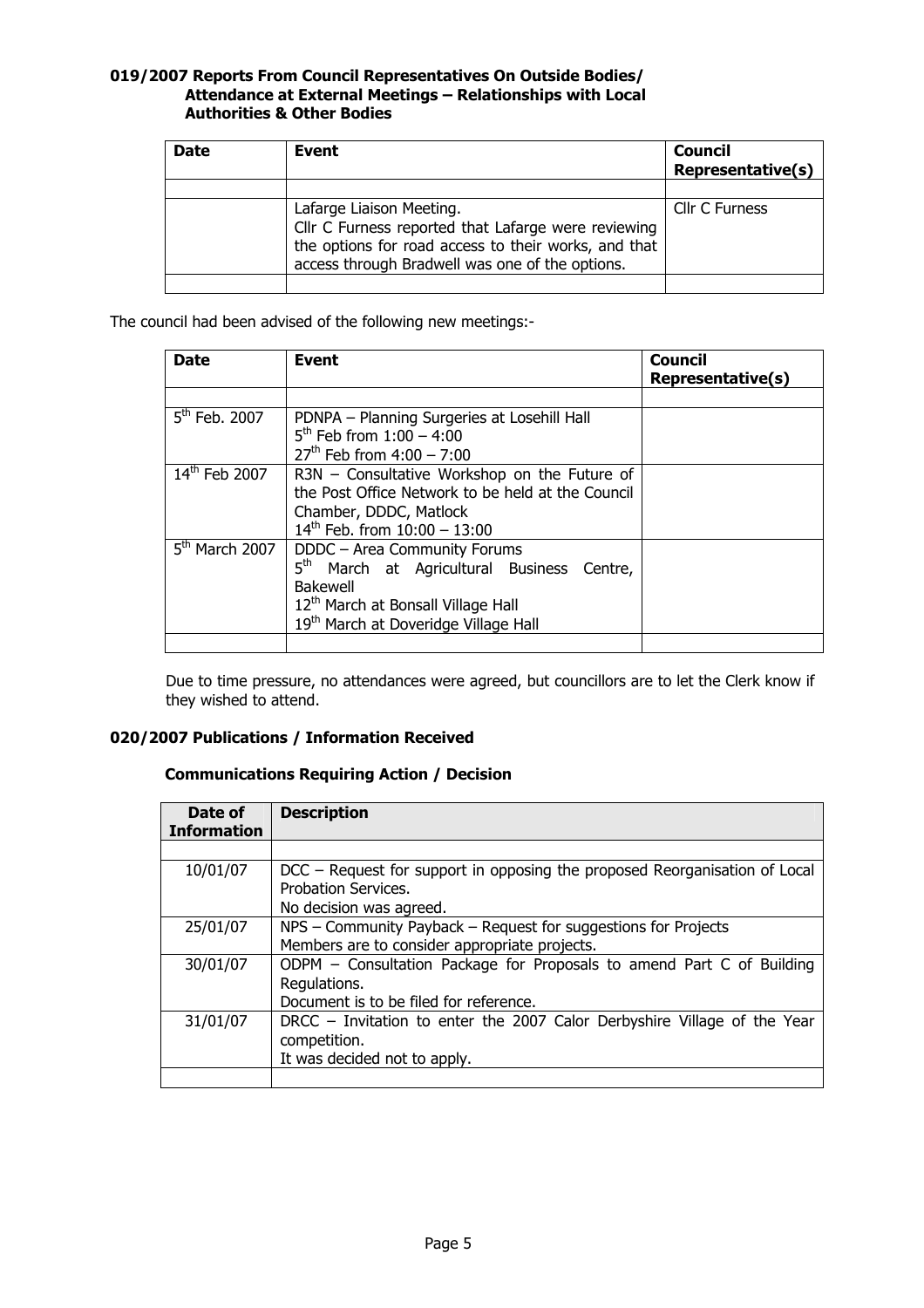**019/2007 Reports From Council Representatives On Outside Bodies/ Attendance at External Meetings – Relationships with Local Authorities & Other Bodies**

| Date | Event | Council Representative(s) |
|---|---|---|
| | | |
| | Lafarge Liaison Meeting.<br>Cllr C Furness reported that Lafarge were reviewing the options for road access to their works, and that access through Bradwell was one of the options. | Cllr C Furness |
| | | |

The council had been advised of the following new meetings:-

| Date | Event | Council Representative(s) |
|---|---|---|
| | | |
| 5th Feb. 2007 | PDNPA – Planning Surgeries at Losehill Hall<br>5th Feb from 1:00 – 4:00<br>27th Feb from 4:00 – 7:00 | |
| 14th Feb 2007 | R3N – Consultative Workshop on the Future of the Post Office Network to be held at the Council Chamber, DDDC, Matlock<br>14th Feb. from 10:00 – 13:00 | |
| 5th March 2007 | DDDC – Area Community Forums<br>5th March at Agricultural Business Centre, Bakewell<br>12th March at Bonsall Village Hall<br>19th March at Doveridge Village Hall | |
| | | |

Due to time pressure, no attendances were agreed, but councillors are to let the Clerk know if they wished to attend.

**020/2007 Publications / Information Received**

**Communications Requiring Action / Decision**

| Date of Information | Description |
|---|---|
| | |
| 10/01/07 | DCC – Request for support in opposing the proposed Reorganisation of Local Probation Services.<br>No decision was agreed. |
| 25/01/07 | NPS – Community Payback – Request for suggestions for Projects<br>Members are to consider appropriate projects. |
| 30/01/07 | ODPM – Consultation Package for Proposals to amend Part C of Building Regulations.<br>Document is to be filed for reference. |
| 31/01/07 | DRCC – Invitation to enter the 2007 Calor Derbyshire Village of the Year competition.<br>It was decided not to apply. |
| | |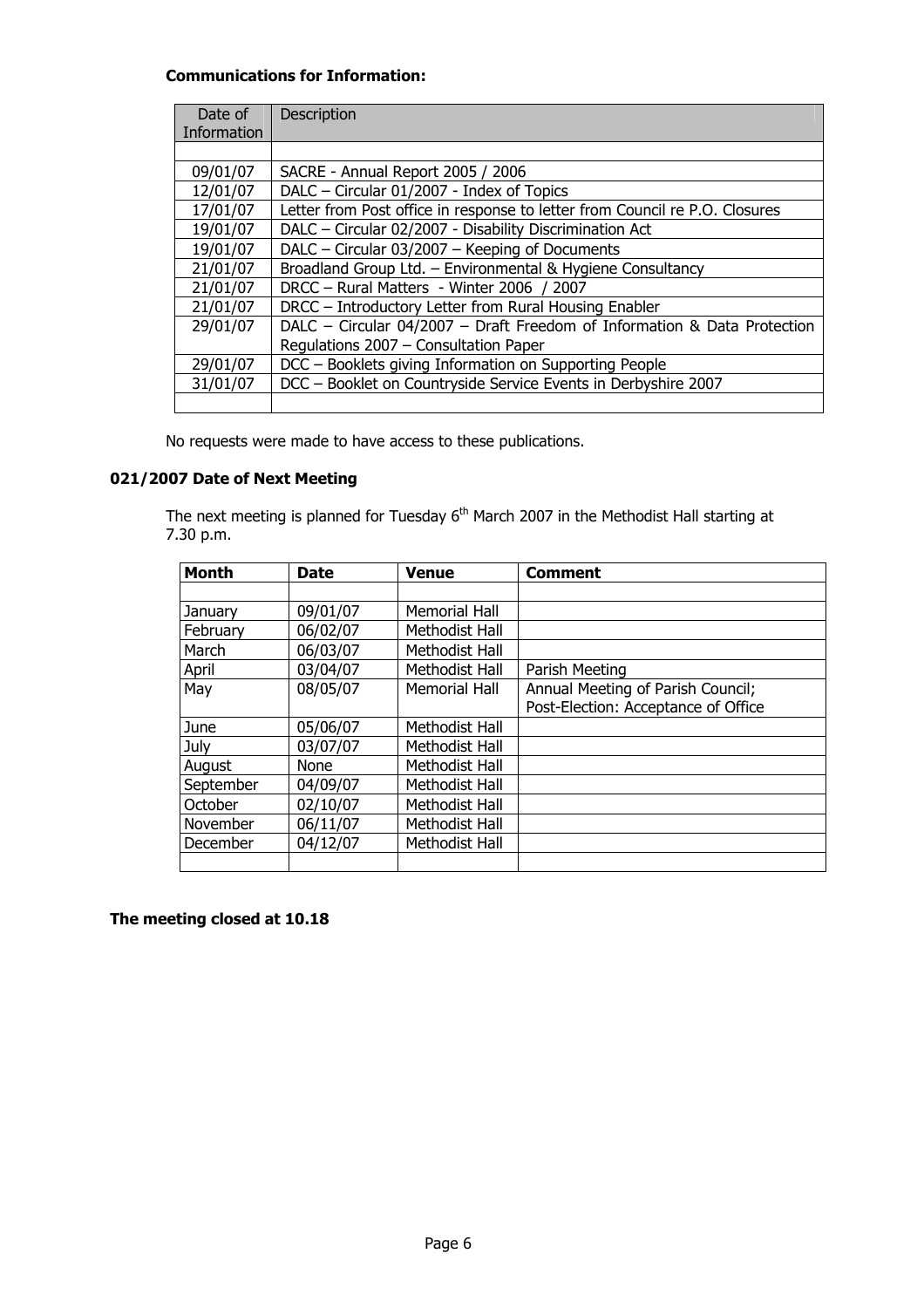**Communications for Information:**

| Date of Information | Description |
| --- | --- |
| | |
| 09/01/07 | SACRE - Annual Report 2005 / 2006 |
| 12/01/07 | DALC – Circular 01/2007 - Index of Topics |
| 17/01/07 | Letter from Post office in response to letter from Council re P.O. Closures |
| 19/01/07 | DALC – Circular 02/2007 - Disability Discrimination Act |
| 19/01/07 | DALC – Circular 03/2007 – Keeping of Documents |
| 21/01/07 | Broadland Group Ltd. – Environmental & Hygiene Consultancy |
| 21/01/07 | DRCC – Rural Matters - Winter 2006 / 2007 |
| 21/01/07 | DRCC – Introductory Letter from Rural Housing Enabler |
| 29/01/07 | DALC – Circular 04/2007 – Draft Freedom of Information & Data Protection Regulations 2007 – Consultation Paper |
| 29/01/07 | DCC – Booklets giving Information on Supporting People |
| 31/01/07 | DCC – Booklet on Countryside Service Events in Derbyshire 2007 |
| | |

No requests were made to have access to these publications.

### 021/2007 Date of Next Meeting

The next meeting is planned for Tuesday 6th March 2007 in the Methodist Hall starting at 7.30 p.m.

| Month | Date | Venue | Comment |
| --- | --- | --- | --- |
| | | | |
| January | 09/01/07 | Memorial Hall | |
| February | 06/02/07 | Methodist Hall | |
| March | 06/03/07 | Methodist Hall | |
| April | 03/04/07 | Methodist Hall | Parish Meeting |
| May | 08/05/07 | Memorial Hall | Annual Meeting of Parish Council; Post-Election: Acceptance of Office |
| June | 05/06/07 | Methodist Hall | |
| July | 03/07/07 | Methodist Hall | |
| August | None | Methodist Hall | |
| September | 04/09/07 | Methodist Hall | |
| October | 02/10/07 | Methodist Hall | |
| November | 06/11/07 | Methodist Hall | |
| December | 04/12/07 | Methodist Hall | |
| | | | |

**The meeting closed at 10.18**